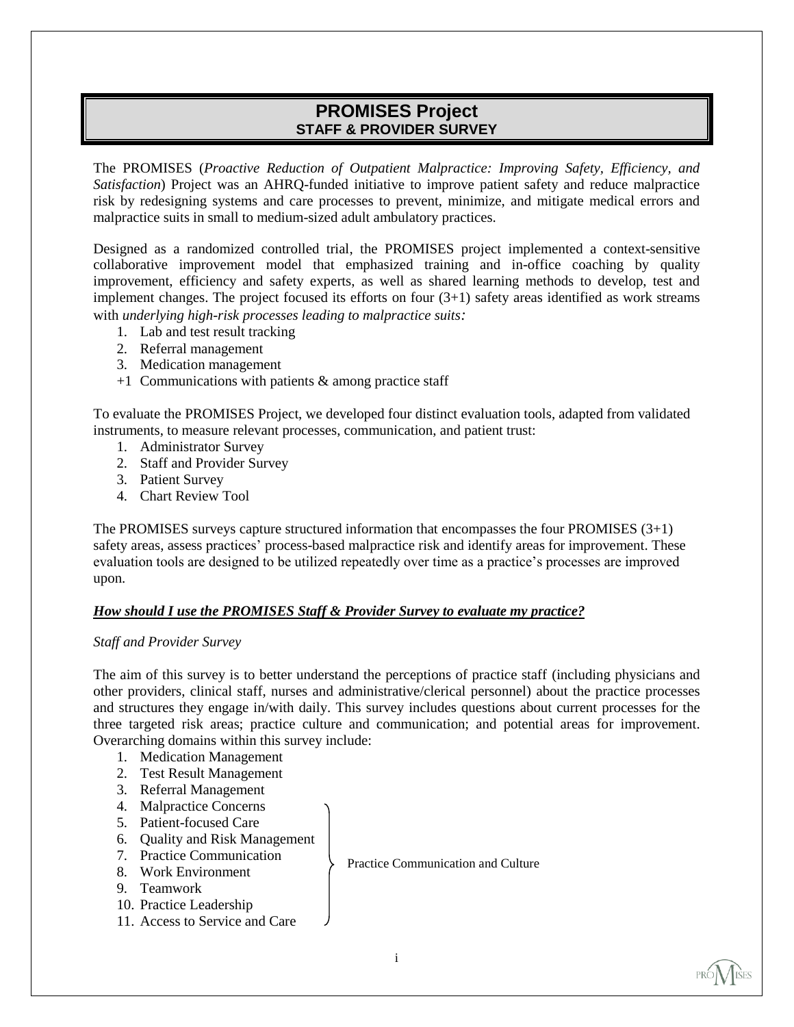# PROMISES Project
## STAFF & PROVIDER SURVEY

The PROMISES (*Proactive Reduction of Outpatient Malpractice: Improving Safety, Efficiency, and Satisfaction*) Project was an AHRQ-funded initiative to improve patient safety and reduce malpractice risk by redesigning systems and care processes to prevent, minimize, and mitigate medical errors and malpractice suits in small to medium-sized adult ambulatory practices.

Designed as a randomized controlled trial, the PROMISES project implemented a context-sensitive collaborative improvement model that emphasized training and in-office coaching by quality improvement, efficiency and safety experts, as well as shared learning methods to develop, test and implement changes. The project focused its efforts on four (3+1) safety areas identified as work streams with *underlying high-risk processes leading to malpractice suits:*

1. Lab and test result tracking
2. Referral management
3. Medication management

+1 Communications with patients & among practice staff

To evaluate the PROMISES Project, we developed four distinct evaluation tools, adapted from validated instruments, to measure relevant processes, communication, and patient trust:

1. Administrator Survey
2. Staff and Provider Survey
3. Patient Survey
4. Chart Review Tool

The PROMISES surveys capture structured information that encompasses the four PROMISES (3+1) safety areas, assess practices' process-based malpractice risk and identify areas for improvement. These evaluation tools are designed to be utilized repeatedly over time as a practice's processes are improved upon.

***<u>How should I use the PROMISES Staff & Provider Survey to evaluate my practice?</u>***

*Staff and Provider Survey*

The aim of this survey is to better understand the perceptions of practice staff (including physicians and other providers, clinical staff, nurses and administrative/clerical personnel) about the practice processes and structures they engage in/with daily. This survey includes questions about current processes for the three targeted risk areas; practice culture and communication; and potential areas for improvement. Overarching domains within this survey include:

1. Medication Management
2. Test Result Management
3. Referral Management
4. Malpractice Concerns
5. Patient-focused Care
6. Quality and Risk Management
7. Practice Communication
8. Work Environment
9. Teamwork
10. Practice Leadership
11. Access to Service and Care

(Items 4–11: Practice Communication and Culture)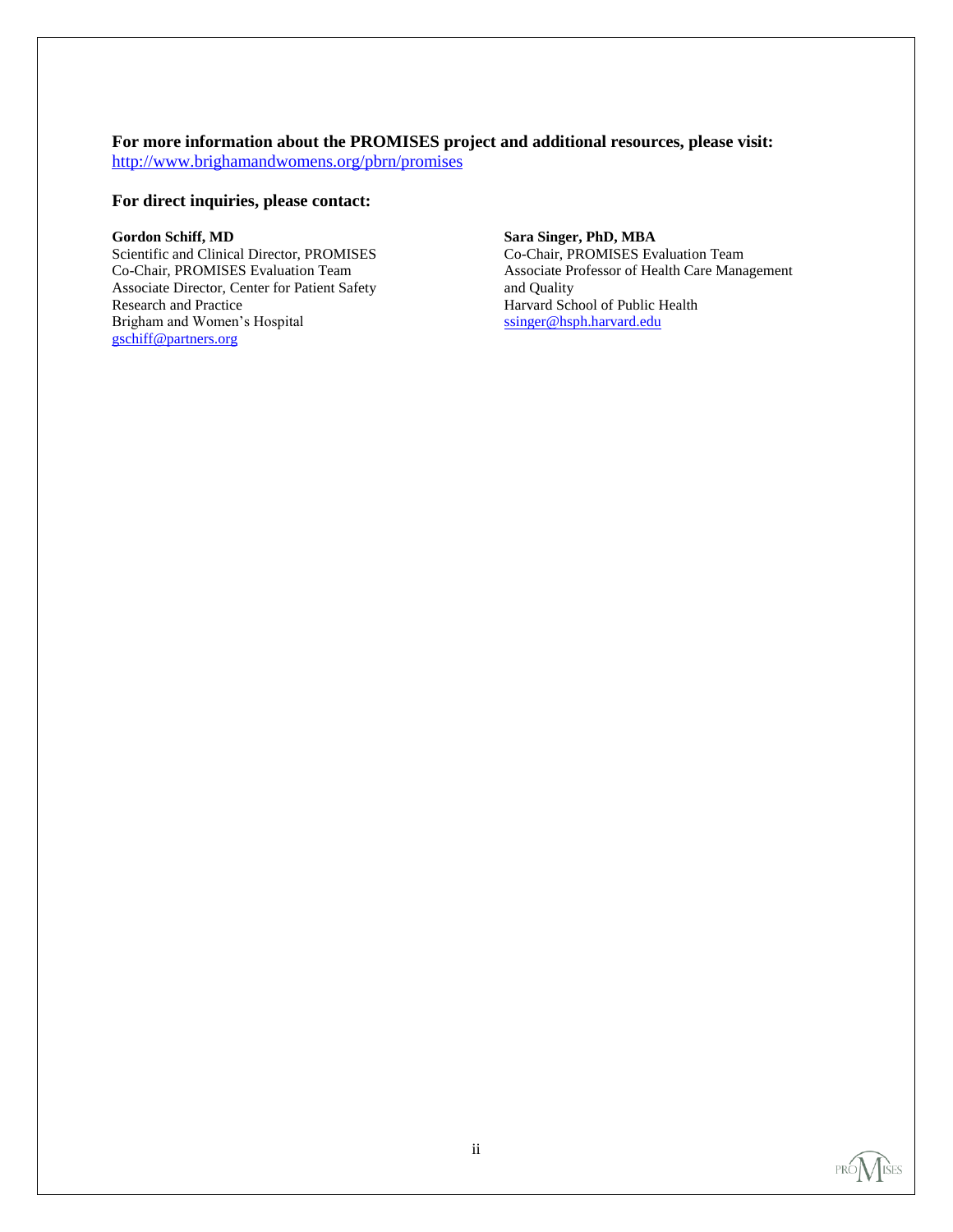**For more information about the PROMISES project and additional resources, please visit:**
http://www.brighamandwomens.org/pbrn/promises

**For direct inquiries, please contact:**

**Gordon Schiff, MD**
Scientific and Clinical Director, PROMISES
Co-Chair, PROMISES Evaluation Team
Associate Director, Center for Patient Safety Research and Practice
Brigham and Women's Hospital
gschiff@partners.org

**Sara Singer, PhD, MBA**
Co-Chair, PROMISES Evaluation Team
Associate Professor of Health Care Management and Quality
Harvard School of Public Health
ssinger@hsph.harvard.edu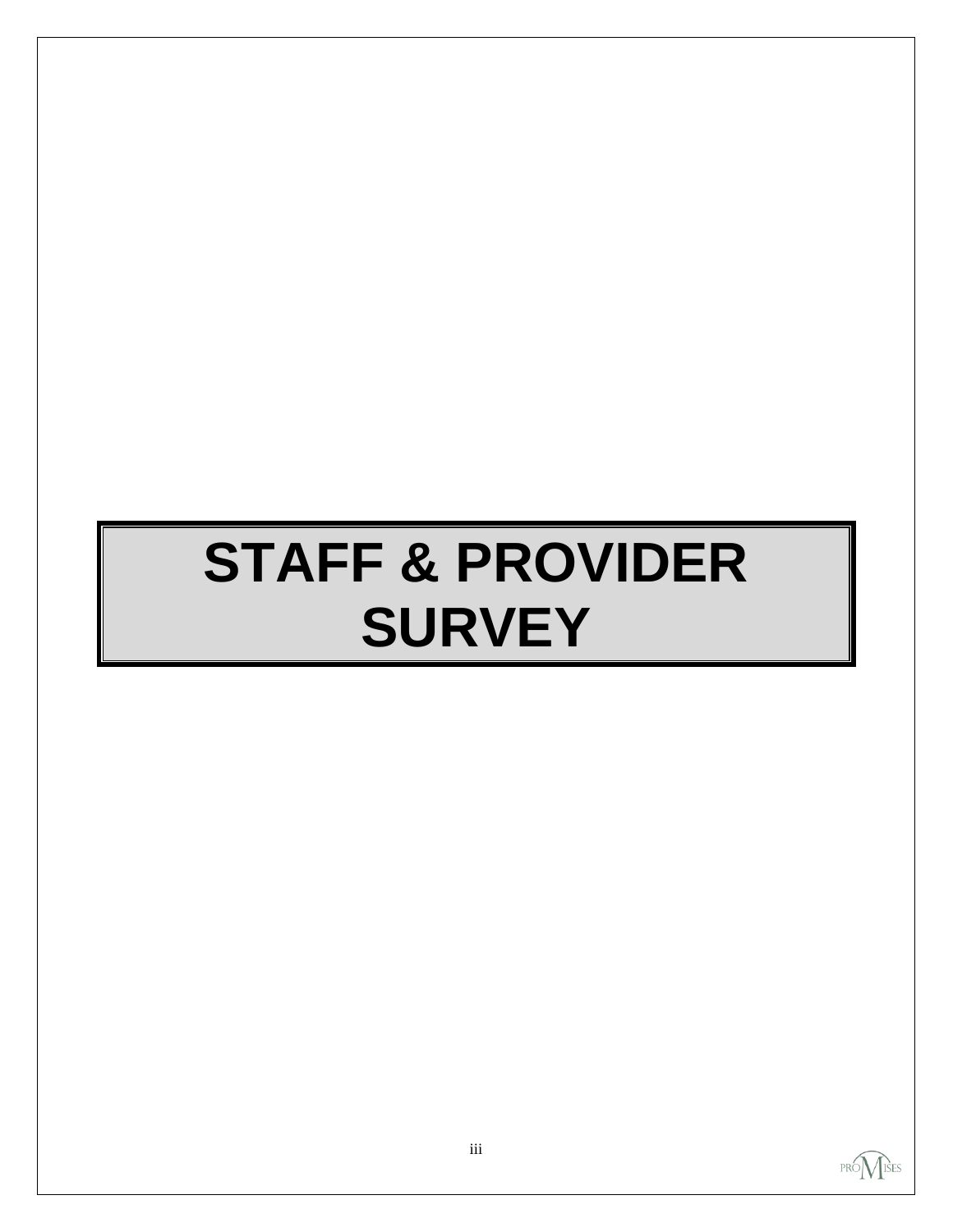# STAFF & PROVIDER SURVEY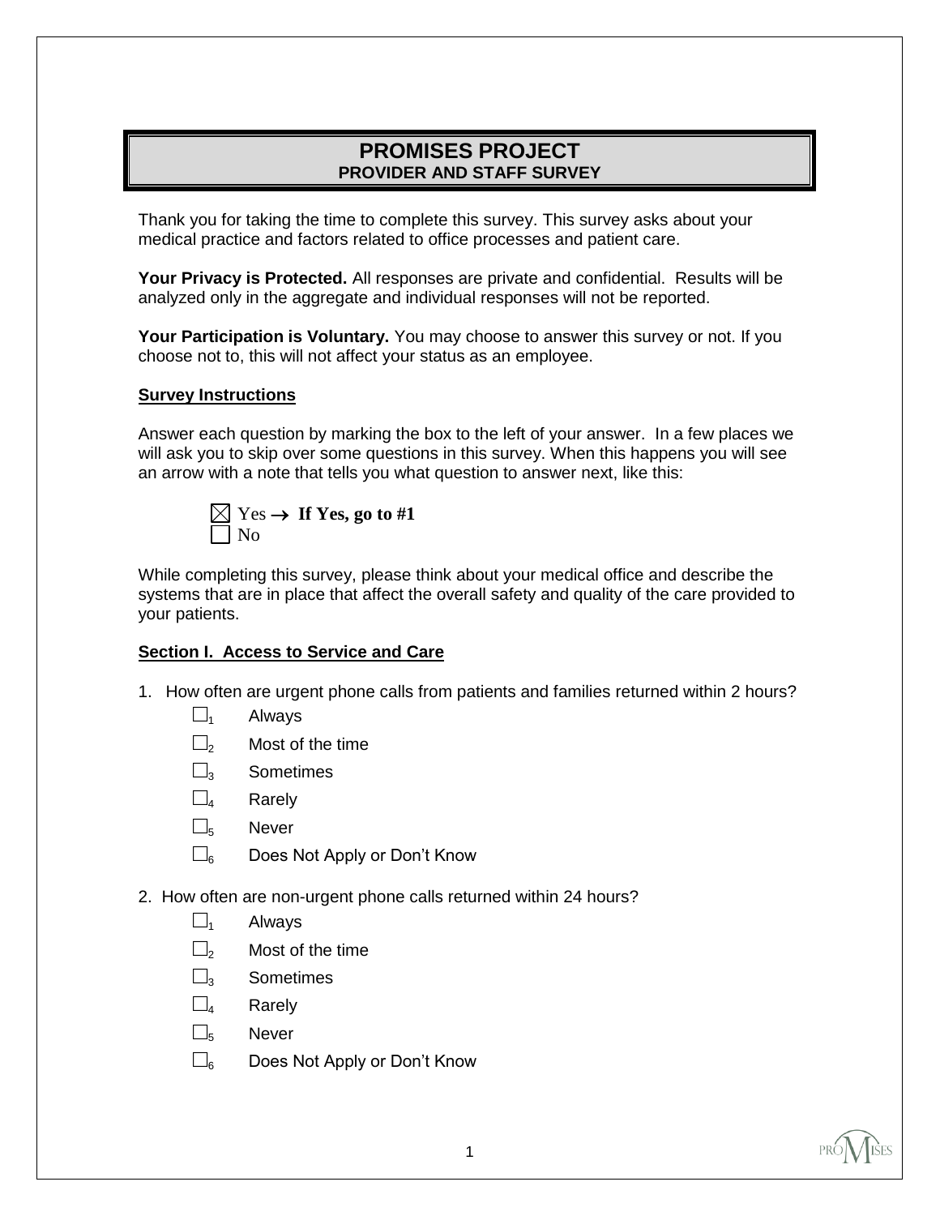# PROMISES PROJECT
## PROVIDER AND STAFF SURVEY

Thank you for taking the time to complete this survey. This survey asks about your medical practice and factors related to office processes and patient care.

**Your Privacy is Protected.** All responses are private and confidential. Results will be analyzed only in the aggregate and individual responses will not be reported.

**Your Participation is Voluntary.** You may choose to answer this survey or not. If you choose not to, this will not affect your status as an employee.

**Survey Instructions**

Answer each question by marking the box to the left of your answer. In a few places we will ask you to skip over some questions in this survey. When this happens you will see an arrow with a note that tells you what question to answer next, like this:

☒ Yes → **If Yes, go to #1**
☐ No

While completing this survey, please think about your medical office and describe the systems that are in place that affect the overall safety and quality of the care provided to your patients.

**Section I. Access to Service and Care**

1. How often are urgent phone calls from patients and families returned within 2 hours?
   - ☐1 Always
   - ☐2 Most of the time
   - ☐3 Sometimes
   - ☐4 Rarely
   - ☐5 Never
   - ☐6 Does Not Apply or Don't Know

2. How often are non-urgent phone calls returned within 24 hours?
   - ☐1 Always
   - ☐2 Most of the time
   - ☐3 Sometimes
   - ☐4 Rarely
   - ☐5 Never
   - ☐6 Does Not Apply or Don't Know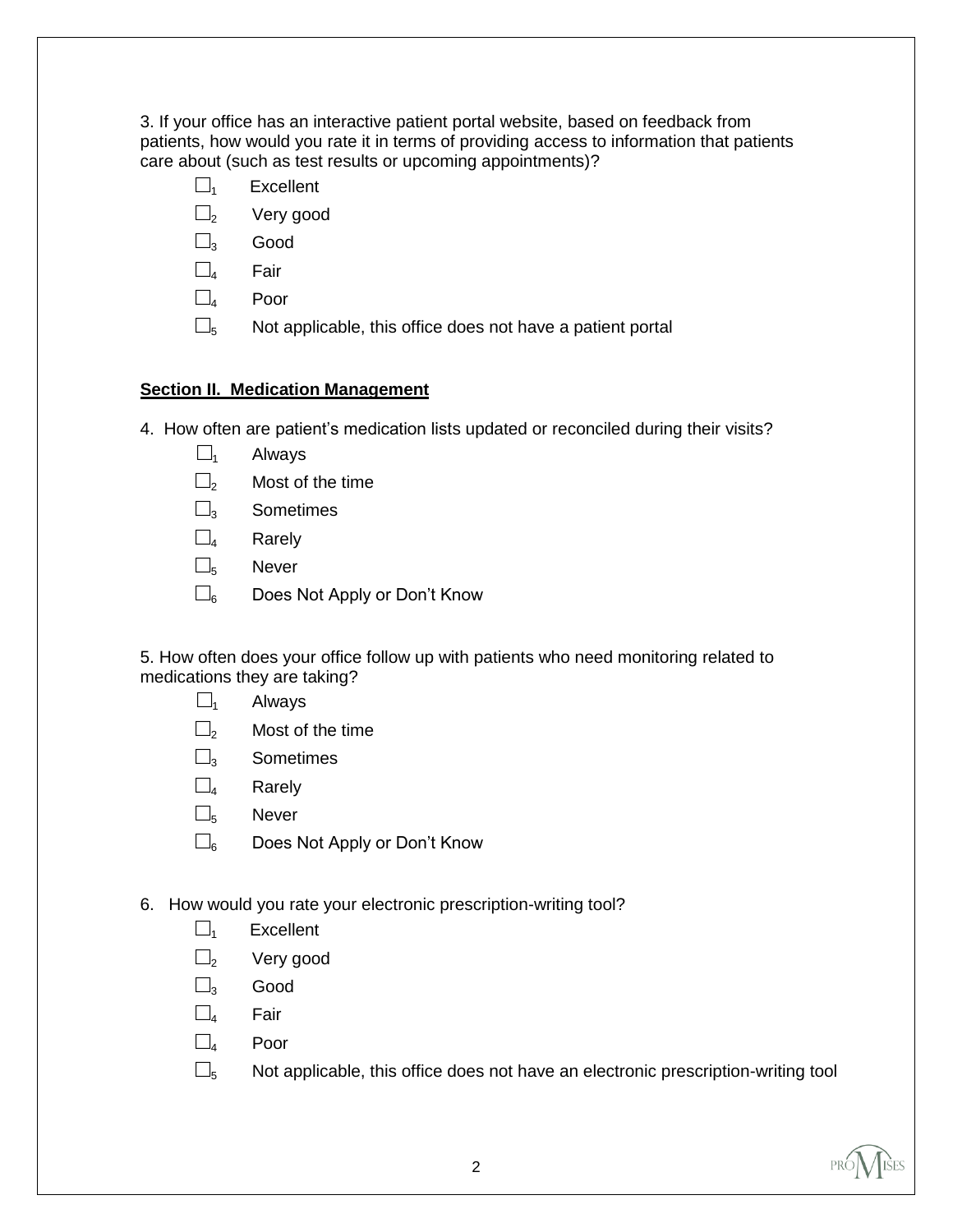3. If your office has an interactive patient portal website, based on feedback from patients, how would you rate it in terms of providing access to information that patients care about (such as test results or upcoming appointments)?

- ☐1 Excellent
- ☐2 Very good
- ☐3 Good
- ☐4 Fair
- ☐4 Poor
- ☐5 Not applicable, this office does not have a patient portal

**Section II. Medication Management**

4. How often are patient's medication lists updated or reconciled during their visits?

- ☐1 Always
- ☐2 Most of the time
- ☐3 Sometimes
- ☐4 Rarely
- ☐5 Never
- ☐6 Does Not Apply or Don't Know

5. How often does your office follow up with patients who need monitoring related to medications they are taking?

- ☐1 Always
- ☐2 Most of the time
- ☐3 Sometimes
- ☐4 Rarely
- ☐5 Never
- ☐6 Does Not Apply or Don't Know

6. How would you rate your electronic prescription-writing tool?

- ☐1 Excellent
- ☐2 Very good
- ☐3 Good
- ☐4 Fair
- ☐4 Poor
- ☐5 Not applicable, this office does not have an electronic prescription-writing tool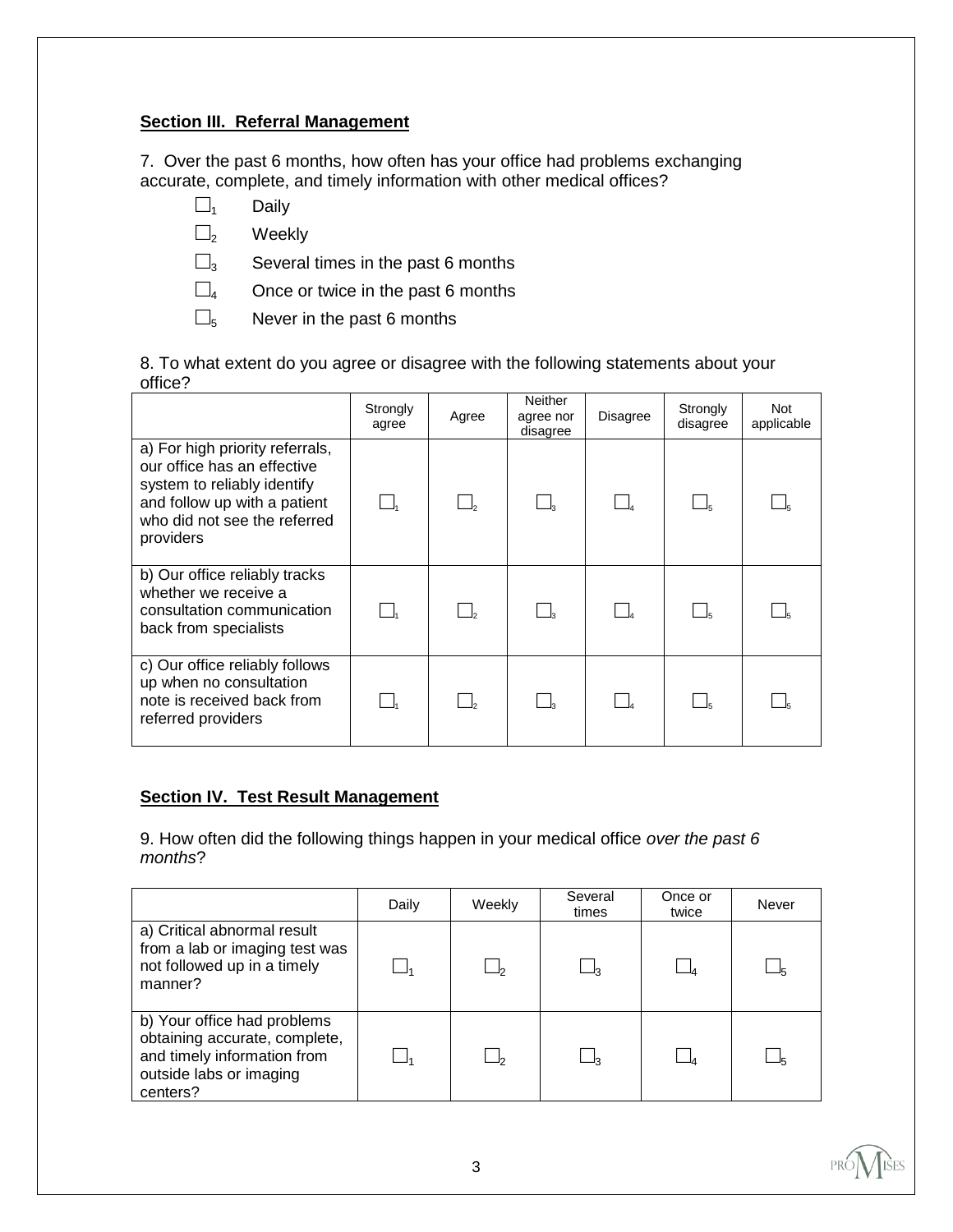## Section III. Referral Management

7. Over the past 6 months, how often has your office had problems exchanging accurate, complete, and timely information with other medical offices?

- ☐1 Daily
- ☐2 Weekly
- ☐3 Several times in the past 6 months
- ☐4 Once or twice in the past 6 months
- ☐5 Never in the past 6 months

8. To what extent do you agree or disagree with the following statements about your office?

| | Strongly agree | Agree | Neither agree nor disagree | Disagree | Strongly disagree | Not applicable |
|---|---|---|---|---|---|---|
| a) For high priority referrals, our office has an effective system to reliably identify and follow up with a patient who did not see the referred providers | ☐1 | ☐2 | ☐3 | ☐4 | ☐5 | ☐5 |
| b) Our office reliably tracks whether we receive a consultation communication back from specialists | ☐1 | ☐2 | ☐3 | ☐4 | ☐5 | ☐5 |
| c) Our office reliably follows up when no consultation note is received back from referred providers | ☐1 | ☐2 | ☐3 | ☐4 | ☐5 | ☐5 |

## Section IV. Test Result Management

9. How often did the following things happen in your medical office *over the past 6 months*?

| | Daily | Weekly | Several times | Once or twice | Never |
|---|---|---|---|---|---|
| a) Critical abnormal result from a lab or imaging test was not followed up in a timely manner? | ☐1 | ☐2 | ☐3 | ☐4 | ☐5 |
| b) Your office had problems obtaining accurate, complete, and timely information from outside labs or imaging centers? | ☐1 | ☐2 | ☐3 | ☐4 | ☐5 |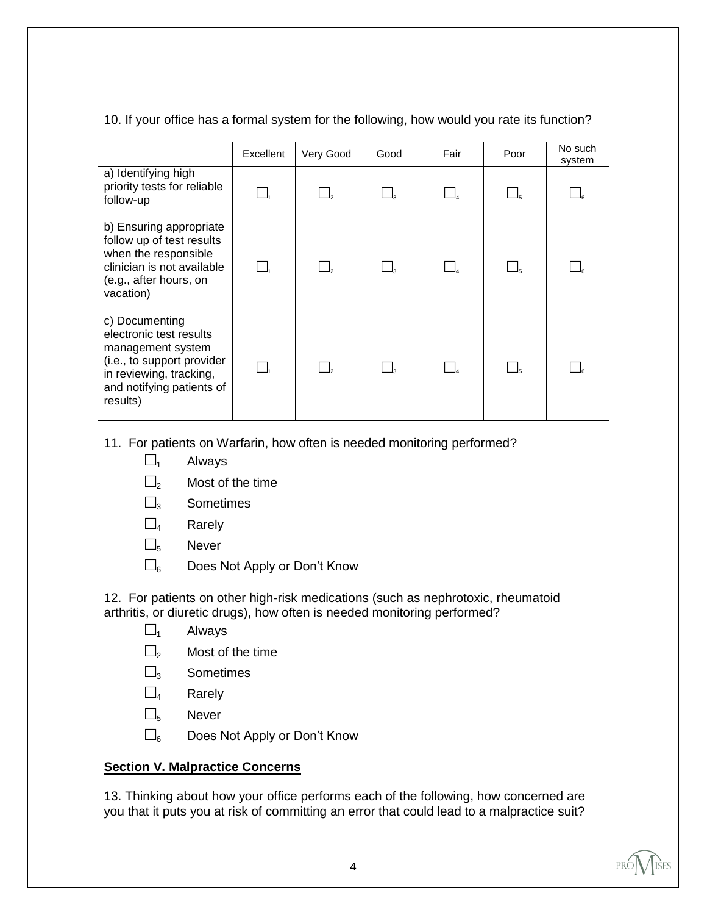10. If your office has a formal system for the following, how would you rate its function?

| | Excellent | Very Good | Good | Fair | Poor | No such system |
|---|---|---|---|---|---|---|
| a) Identifying high priority tests for reliable follow-up | ☐1 | ☐2 | ☐3 | ☐4 | ☐5 | ☐6 |
| b) Ensuring appropriate follow up of test results when the responsible clinician is not available (e.g., after hours, on vacation) | ☐1 | ☐2 | ☐3 | ☐4 | ☐5 | ☐6 |
| c) Documenting electronic test results management system (i.e., to support provider in reviewing, tracking, and notifying patients of results) | ☐1 | ☐2 | ☐3 | ☐4 | ☐5 | ☐6 |

11. For patients on Warfarin, how often is needed monitoring performed?

- ☐1 Always
- ☐2 Most of the time
- ☐3 Sometimes
- ☐4 Rarely
- ☐5 Never
- ☐6 Does Not Apply or Don't Know

12. For patients on other high-risk medications (such as nephrotoxic, rheumatoid arthritis, or diuretic drugs), how often is needed monitoring performed?

- ☐1 Always
- ☐2 Most of the time
- ☐3 Sometimes
- ☐4 Rarely
- ☐5 Never
- ☐6 Does Not Apply or Don't Know

## Section V. Malpractice Concerns

13. Thinking about how your office performs each of the following, how concerned are you that it puts you at risk of committing an error that could lead to a malpractice suit?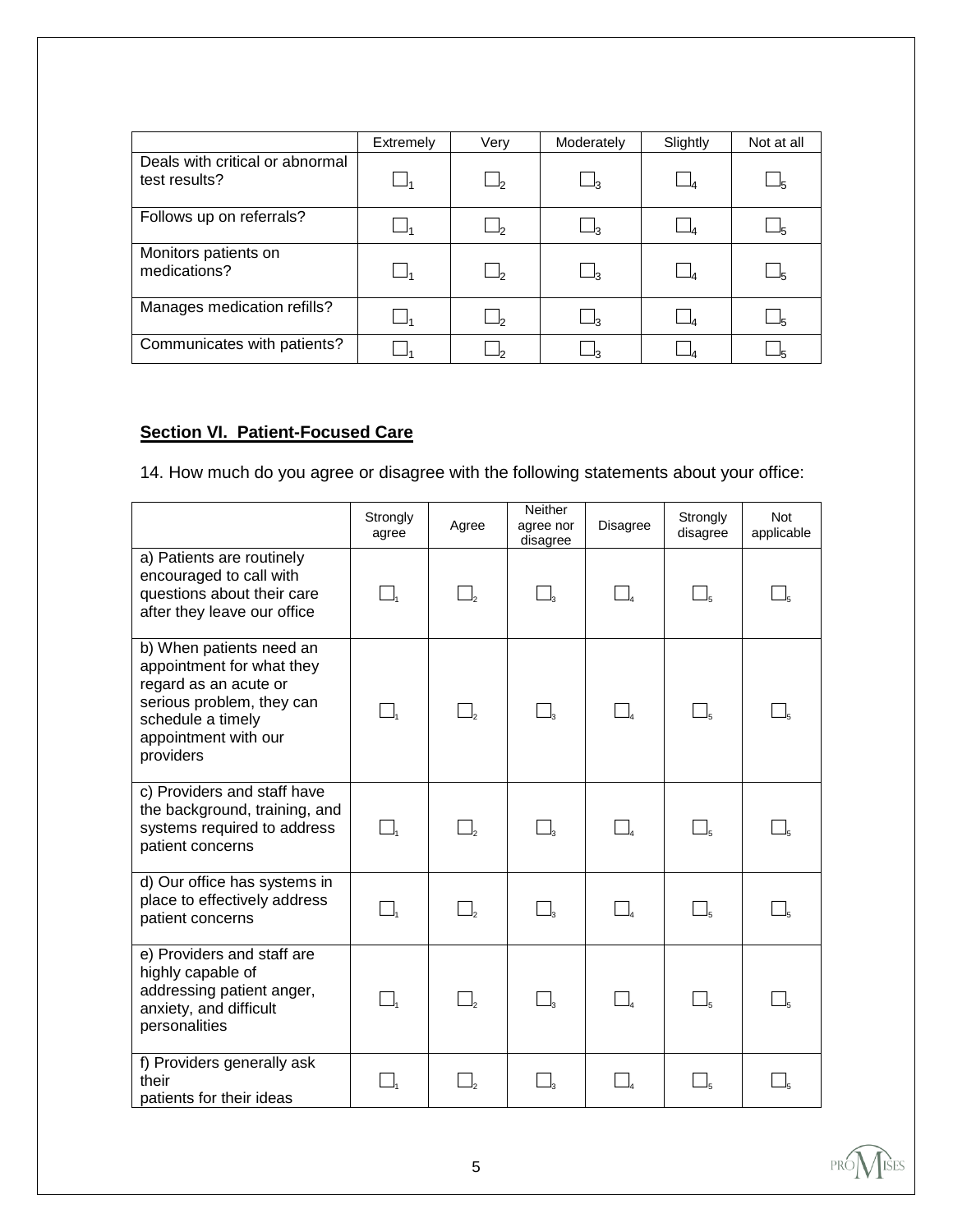| | Extremely | Very | Moderately | Slightly | Not at all |
|---|---|---|---|---|---|
| Deals with critical or abnormal test results? | ☐1 | ☐2 | ☐3 | ☐4 | ☐5 |
| Follows up on referrals? | ☐1 | ☐2 | ☐3 | ☐4 | ☐5 |
| Monitors patients on medications? | ☐1 | ☐2 | ☐3 | ☐4 | ☐5 |
| Manages medication refills? | ☐1 | ☐2 | ☐3 | ☐4 | ☐5 |
| Communicates with patients? | ☐1 | ☐2 | ☐3 | ☐4 | ☐5 |

## Section VI. Patient-Focused Care

14. How much do you agree or disagree with the following statements about your office:

| | Strongly agree | Agree | Neither agree nor disagree | Disagree | Strongly disagree | Not applicable |
|---|---|---|---|---|---|---|
| a) Patients are routinely encouraged to call with questions about their care after they leave our office | ☐1 | ☐2 | ☐3 | ☐4 | ☐5 | ☐5 |
| b) When patients need an appointment for what they regard as an acute or serious problem, they can schedule a timely appointment with our providers | ☐1 | ☐2 | ☐3 | ☐4 | ☐5 | ☐5 |
| c) Providers and staff have the background, training, and systems required to address patient concerns | ☐1 | ☐2 | ☐3 | ☐4 | ☐5 | ☐5 |
| d) Our office has systems in place to effectively address patient concerns | ☐1 | ☐2 | ☐3 | ☐4 | ☐5 | ☐5 |
| e) Providers and staff are highly capable of addressing patient anger, anxiety, and difficult personalities | ☐1 | ☐2 | ☐3 | ☐4 | ☐5 | ☐5 |
| f) Providers generally ask their patients for their ideas | ☐1 | ☐2 | ☐3 | ☐4 | ☐5 | ☐5 |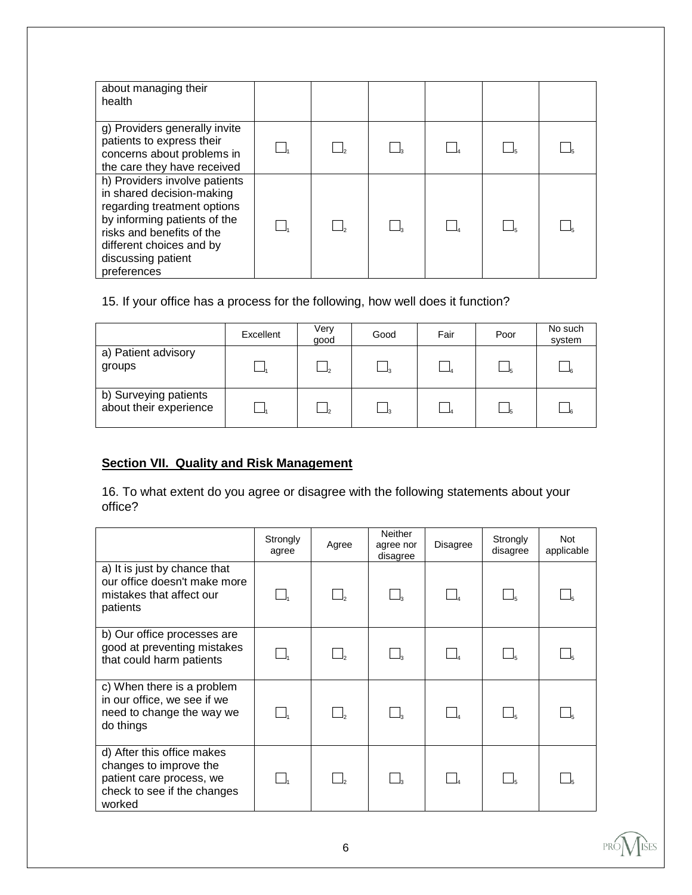| | | | | | | |
|---|---|---|---|---|---|---|
| about managing their health | | | | | | |
| g) Providers generally invite patients to express their concerns about problems in the care they have received | ☐1 | ☐2 | ☐3 | ☐4 | ☐5 | ☐5 |
| h) Providers involve patients in shared decision-making regarding treatment options by informing patients of the risks and benefits of the different choices and by discussing patient preferences | ☐1 | ☐2 | ☐3 | ☐4 | ☐5 | ☐5 |

15. If your office has a process for the following, how well does it function?

| | Excellent | Very good | Good | Fair | Poor | No such system |
|---|---|---|---|---|---|---|
| a) Patient advisory groups | ☐1 | ☐2 | ☐3 | ☐4 | ☐5 | ☐6 |
| b) Surveying patients about their experience | ☐1 | ☐2 | ☐3 | ☐4 | ☐5 | ☐6 |

## Section VII. Quality and Risk Management

16. To what extent do you agree or disagree with the following statements about your office?

| | Strongly agree | Agree | Neither agree nor disagree | Disagree | Strongly disagree | Not applicable |
|---|---|---|---|---|---|---|
| a) It is just by chance that our office doesn't make more mistakes that affect our patients | ☐1 | ☐2 | ☐3 | ☐4 | ☐5 | ☐5 |
| b) Our office processes are good at preventing mistakes that could harm patients | ☐1 | ☐2 | ☐3 | ☐4 | ☐5 | ☐5 |
| c) When there is a problem in our office, we see if we need to change the way we do things | ☐1 | ☐2 | ☐3 | ☐4 | ☐5 | ☐5 |
| d) After this office makes changes to improve the patient care process, we check to see if the changes worked | ☐1 | ☐2 | ☐3 | ☐4 | ☐5 | ☐5 |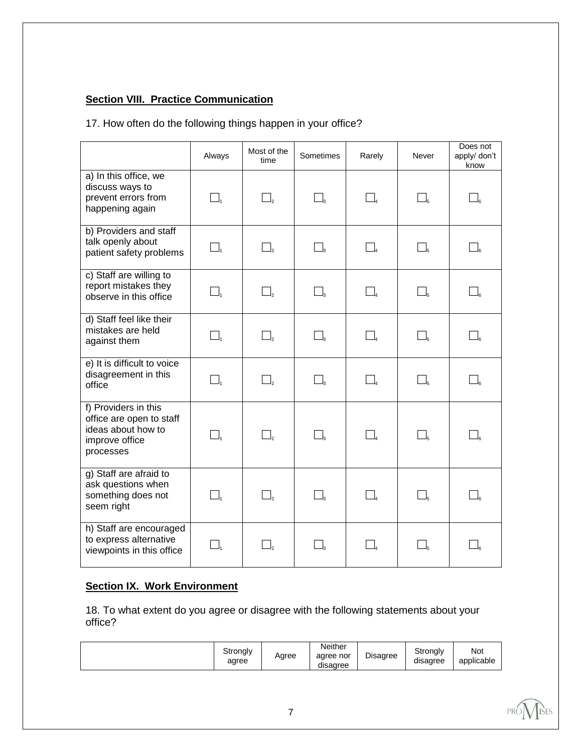## Section VIII. Practice Communication

17. How often do the following things happen in your office?

| | Always | Most of the time | Sometimes | Rarely | Never | Does not apply/ don't know |
|---|---|---|---|---|---|---|
| a) In this office, we discuss ways to prevent errors from happening again | ☐1 | ☐2 | ☐3 | ☐4 | ☐5 | ☐6 |
| b) Providers and staff talk openly about patient safety problems | ☐1 | ☐2 | ☐3 | ☐4 | ☐5 | ☐6 |
| c) Staff are willing to report mistakes they observe in this office | ☐1 | ☐2 | ☐3 | ☐4 | ☐5 | ☐6 |
| d) Staff feel like their mistakes are held against them | ☐1 | ☐2 | ☐3 | ☐4 | ☐5 | ☐6 |
| e) It is difficult to voice disagreement in this office | ☐1 | ☐2 | ☐3 | ☐4 | ☐5 | ☐6 |
| f) Providers in this office are open to staff ideas about how to improve office processes | ☐1 | ☐2 | ☐3 | ☐4 | ☐5 | ☐6 |
| g) Staff are afraid to ask questions when something does not seem right | ☐1 | ☐2 | ☐3 | ☐4 | ☐5 | ☐6 |
| h) Staff are encouraged to express alternative viewpoints in this office | ☐1 | ☐2 | ☐3 | ☐4 | ☐5 | ☐6 |

## Section IX. Work Environment

18. To what extent do you agree or disagree with the following statements about your office?

| | Strongly agree | Agree | Neither agree nor disagree | Disagree | Strongly disagree | Not applicable |
|---|---|---|---|---|---|---|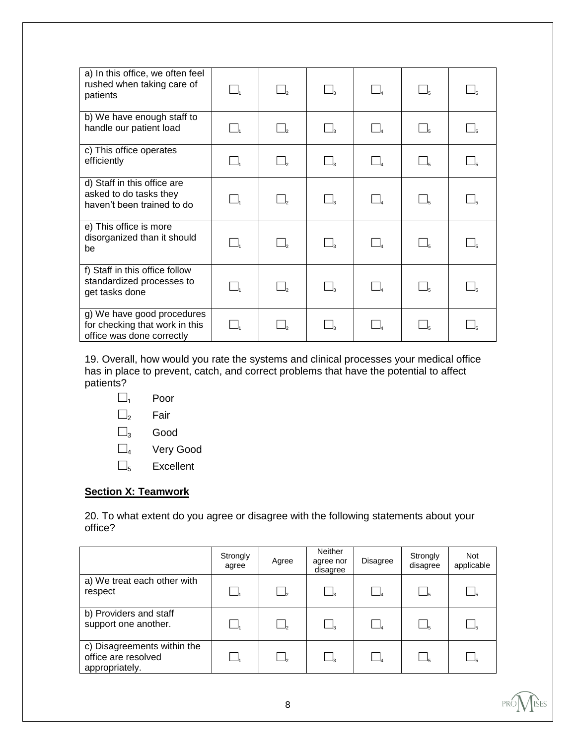| | | | | | | |
|---|---|---|---|---|---|---|
| a) In this office, we often feel rushed when taking care of patients | ☐1 | ☐2 | ☐3 | ☐4 | ☐5 | ☐5 |
| b) We have enough staff to handle our patient load | ☐1 | ☐2 | ☐3 | ☐4 | ☐5 | ☐5 |
| c) This office operates efficiently | ☐1 | ☐2 | ☐3 | ☐4 | ☐5 | ☐5 |
| d) Staff in this office are asked to do tasks they haven't been trained to do | ☐1 | ☐2 | ☐3 | ☐4 | ☐5 | ☐5 |
| e) This office is more disorganized than it should be | ☐1 | ☐2 | ☐3 | ☐4 | ☐5 | ☐5 |
| f) Staff in this office follow standardized processes to get tasks done | ☐1 | ☐2 | ☐3 | ☐4 | ☐5 | ☐5 |
| g) We have good procedures for checking that work in this office was done correctly | ☐1 | ☐2 | ☐3 | ☐4 | ☐5 | ☐5 |

19. Overall, how would you rate the systems and clinical processes your medical office has in place to prevent, catch, and correct problems that have the potential to affect patients?

- ☐1 Poor
- ☐2 Fair
- ☐3 Good
- ☐4 Very Good
- ☐5 Excellent

## Section X: Teamwork

20. To what extent do you agree or disagree with the following statements about your office?

| | Strongly agree | Agree | Neither agree nor disagree | Disagree | Strongly disagree | Not applicable |
|---|---|---|---|---|---|---|
| a) We treat each other with respect | ☐1 | ☐2 | ☐3 | ☐4 | ☐5 | ☐5 |
| b) Providers and staff support one another. | ☐1 | ☐2 | ☐3 | ☐4 | ☐5 | ☐5 |
| c) Disagreements within the office are resolved appropriately. | ☐1 | ☐2 | ☐3 | ☐4 | ☐5 | ☐5 |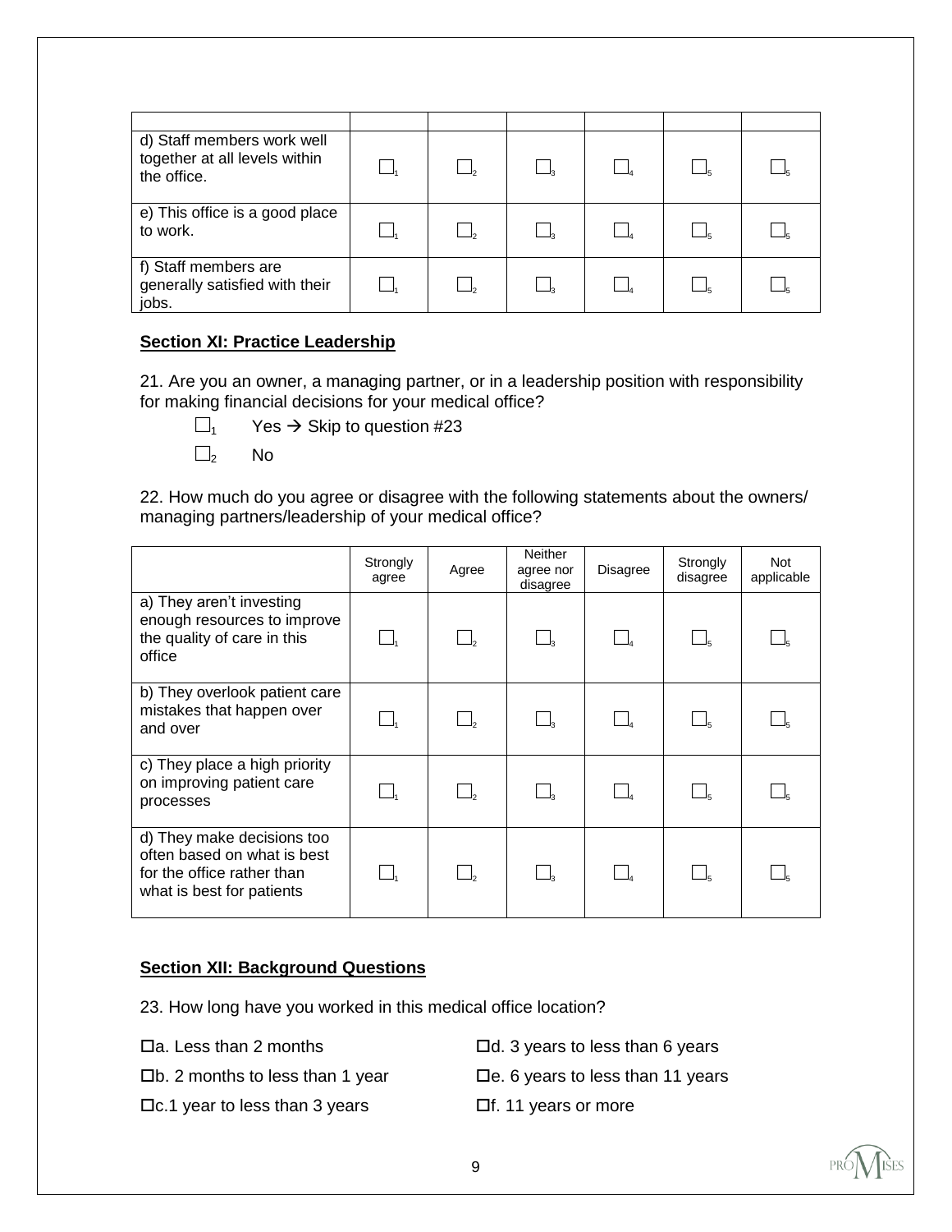| | | | | | | |
|---|---|---|---|---|---|---|
| d) Staff members work well together at all levels within the office. | ☐1 | ☐2 | ☐3 | ☐4 | ☐5 | ☐5 |
| e) This office is a good place to work. | ☐1 | ☐2 | ☐3 | ☐4 | ☐5 | ☐5 |
| f) Staff members are generally satisfied with their jobs. | ☐1 | ☐2 | ☐3 | ☐4 | ☐5 | ☐5 |

**Section XI: Practice Leadership**

21. Are you an owner, a managing partner, or in a leadership position with responsibility for making financial decisions for your medical office?

☐1 Yes → Skip to question #23

☐2 No

22. How much do you agree or disagree with the following statements about the owners/ managing partners/leadership of your medical office?

| | Strongly agree | Agree | Neither agree nor disagree | Disagree | Strongly disagree | Not applicable |
|---|---|---|---|---|---|---|
| a) They aren't investing enough resources to improve the quality of care in this office | ☐1 | ☐2 | ☐3 | ☐4 | ☐5 | ☐5 |
| b) They overlook patient care mistakes that happen over and over | ☐1 | ☐2 | ☐3 | ☐4 | ☐5 | ☐5 |
| c) They place a high priority on improving patient care processes | ☐1 | ☐2 | ☐3 | ☐4 | ☐5 | ☐5 |
| d) They make decisions too often based on what is best for the office rather than what is best for patients | ☐1 | ☐2 | ☐3 | ☐4 | ☐5 | ☐5 |

**Section XII: Background Questions**

23. How long have you worked in this medical office location?

☐a. Less than 2 months

☐b. 2 months to less than 1 year

☐c.1 year to less than 3 years

☐d. 3 years to less than 6 years

☐e. 6 years to less than 11 years

☐f. 11 years or more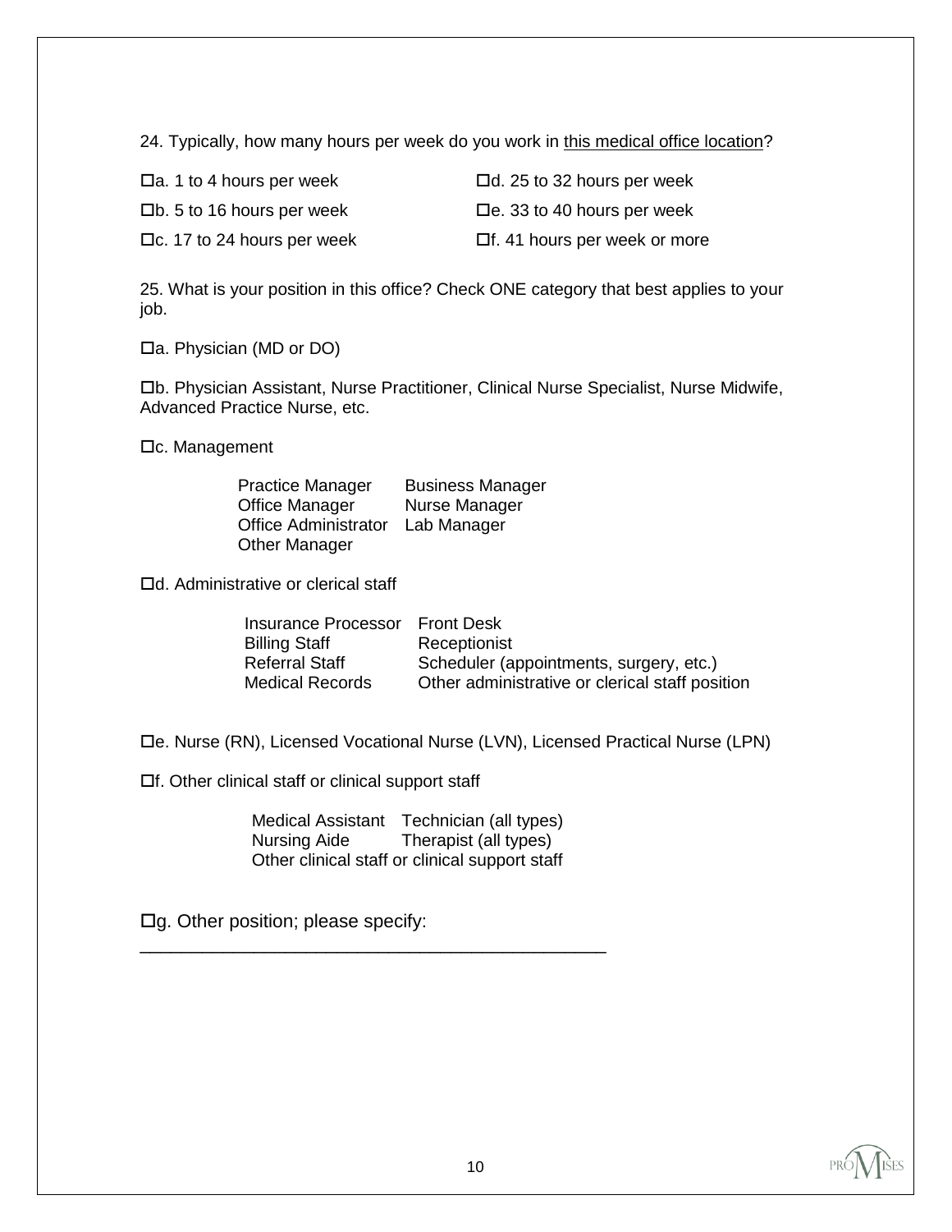24. Typically, how many hours per week do you work in <u>this medical office location</u>?

- ☐a. 1 to 4 hours per week
- ☐b. 5 to 16 hours per week
- ☐c. 17 to 24 hours per week
- ☐d. 25 to 32 hours per week
- ☐e. 33 to 40 hours per week
- ☐f. 41 hours per week or more

25. What is your position in this office? Check ONE category that best applies to your job.

☐a. Physician (MD or DO)

☐b. Physician Assistant, Nurse Practitioner, Clinical Nurse Specialist, Nurse Midwife, Advanced Practice Nurse, etc.

☐c. Management

| | |
|---|---|
| Practice Manager | Business Manager |
| Office Manager | Nurse Manager |
| Office Administrator | Lab Manager |
| Other Manager | |

☐d. Administrative or clerical staff

| | |
|---|---|
| Insurance Processor | Front Desk |
| Billing Staff | Receptionist |
| Referral Staff | Scheduler (appointments, surgery, etc.) |
| Medical Records | Other administrative or clerical staff position |

☐e. Nurse (RN), Licensed Vocational Nurse (LVN), Licensed Practical Nurse (LPN)

☐f. Other clinical staff or clinical support staff

| | |
|---|---|
| Medical Assistant | Technician (all types) |
| Nursing Aide | Therapist (all types) |
| Other clinical staff or clinical support staff | |

☐g. Other position; please specify:

_______________________________________________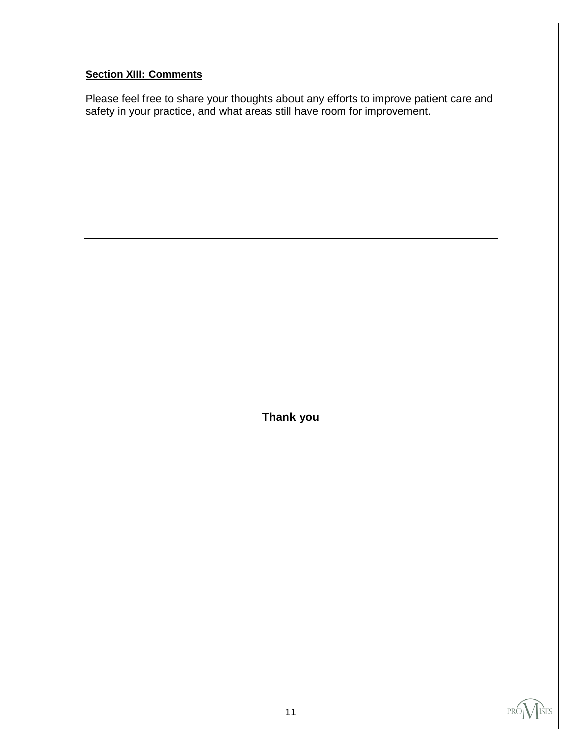**Section XIII: Comments**

Please feel free to share your thoughts about any efforts to improve patient care and safety in your practice, and what areas still have room for improvement.

\_\_\_\_\_\_\_\_\_\_\_\_\_\_\_\_\_\_\_\_\_\_\_\_\_\_\_\_\_\_\_\_\_\_\_\_\_\_\_\_\_\_\_\_\_\_\_\_\_\_\_\_\_\_\_\_\_\_\_\_\_\_\_\_\_\_\_\_\_\_\_\_\_\_

\_\_\_\_\_\_\_\_\_\_\_\_\_\_\_\_\_\_\_\_\_\_\_\_\_\_\_\_\_\_\_\_\_\_\_\_\_\_\_\_\_\_\_\_\_\_\_\_\_\_\_\_\_\_\_\_\_\_\_\_\_\_\_\_\_\_\_\_\_\_\_\_\_\_

\_\_\_\_\_\_\_\_\_\_\_\_\_\_\_\_\_\_\_\_\_\_\_\_\_\_\_\_\_\_\_\_\_\_\_\_\_\_\_\_\_\_\_\_\_\_\_\_\_\_\_\_\_\_\_\_\_\_\_\_\_\_\_\_\_\_\_\_\_\_\_\_\_\_

\_\_\_\_\_\_\_\_\_\_\_\_\_\_\_\_\_\_\_\_\_\_\_\_\_\_\_\_\_\_\_\_\_\_\_\_\_\_\_\_\_\_\_\_\_\_\_\_\_\_\_\_\_\_\_\_\_\_\_\_\_\_\_\_\_\_\_\_\_\_\_\_\_\_

**Thank you**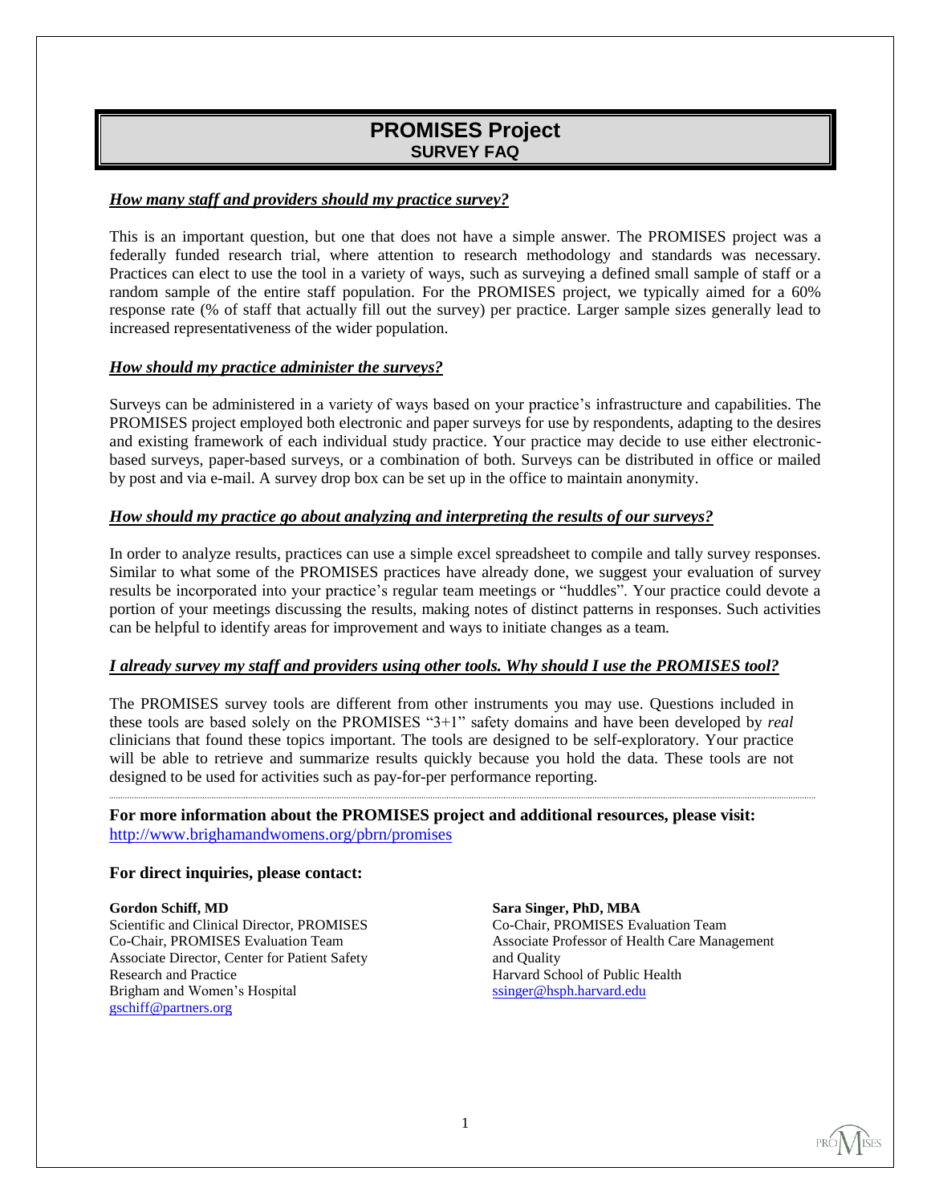# PROMISES Project

## SURVEY FAQ

### *How many staff and providers should my practice survey?*

This is an important question, but one that does not have a simple answer. The PROMISES project was a federally funded research trial, where attention to research methodology and standards was necessary. Practices can elect to use the tool in a variety of ways, such as surveying a defined small sample of staff or a random sample of the entire staff population. For the PROMISES project, we typically aimed for a 60% response rate (% of staff that actually fill out the survey) per practice. Larger sample sizes generally lead to increased representativeness of the wider population.

### *How should my practice administer the surveys?*

Surveys can be administered in a variety of ways based on your practice's infrastructure and capabilities. The PROMISES project employed both electronic and paper surveys for use by respondents, adapting to the desires and existing framework of each individual study practice. Your practice may decide to use either electronic-based surveys, paper-based surveys, or a combination of both. Surveys can be distributed in office or mailed by post and via e-mail. A survey drop box can be set up in the office to maintain anonymity.

### *How should my practice go about analyzing and interpreting the results of our surveys?*

In order to analyze results, practices can use a simple excel spreadsheet to compile and tally survey responses. Similar to what some of the PROMISES practices have already done, we suggest your evaluation of survey results be incorporated into your practice's regular team meetings or "huddles". Your practice could devote a portion of your meetings discussing the results, making notes of distinct patterns in responses. Such activities can be helpful to identify areas for improvement and ways to initiate changes as a team.

### *I already survey my staff and providers using other tools. Why should I use the PROMISES tool?*

The PROMISES survey tools are different from other instruments you may use. Questions included in these tools are based solely on the PROMISES "3+1" safety domains and have been developed by *real* clinicians that found these topics important. The tools are designed to be self-exploratory. Your practice will be able to retrieve and summarize results quickly because you hold the data. These tools are not designed to be used for activities such as pay-for-per performance reporting.

---

**For more information about the PROMISES project and additional resources, please visit:**
http://www.brighamandwomens.org/pbrn/promises

**For direct inquiries, please contact:**

**Gordon Schiff, MD**
Scientific and Clinical Director, PROMISES
Co-Chair, PROMISES Evaluation Team
Associate Director, Center for Patient Safety Research and Practice
Brigham and Women's Hospital
gschiff@partners.org

**Sara Singer, PhD, MBA**
Co-Chair, PROMISES Evaluation Team
Associate Professor of Health Care Management and Quality
Harvard School of Public Health
ssinger@hsph.harvard.edu